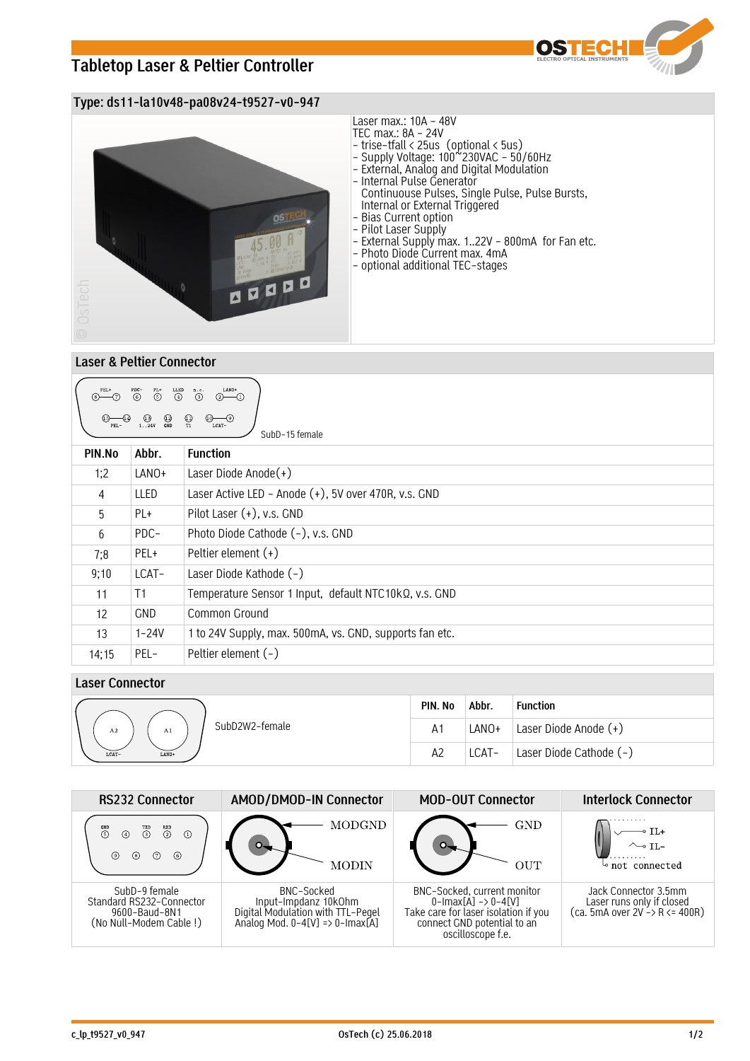# Tabletop Laser & Peltier Controller

## Type: ds11-la10v48-pa08v24-t9527-v0-947

Laser max.: 10A – 48V
TEC max.: 8A – 24V
- trise-tfall < 25us (optional < 5us)
- Supply Voltage: 100~230VAC – 50/60Hz
- External, Analog and Digital Modulation
- Internal Pulse Generator
  Continuouse Pulses, Single Pulse, Pulse Bursts,
  Internal or External Triggered
- Bias Current option
- Pilot Laser Supply
- External Supply max. 1..22V – 800mA for Fan etc.
- Photo Diode Current max. 4mA
- optional additional TEC-stages

## Laser & Peltier Connector

SubD-15 female

| PIN.No | Abbr. | Function |
|---|---|---|
| 1;2 | LANO+ | Laser Diode Anode(+) |
| 4 | LLED | Laser Active LED – Anode (+), 5V over 470R, v.s. GND |
| 5 | PL+ | Pilot Laser (+), v.s. GND |
| 6 | PDC- | Photo Diode Cathode (-), v.s. GND |
| 7;8 | PEL+ | Peltier element (+) |
| 9;10 | LCAT- | Laser Diode Kathode (-) |
| 11 | T1 | Temperature Sensor 1 Input, default NTC10kΩ, v.s. GND |
| 12 | GND | Common Ground |
| 13 | 1-24V | 1 to 24V Supply, max. 500mA, vs. GND, supports fan etc. |
| 14;15 | PEL- | Peltier element (-) |

## Laser Connector

SubD2W2-female

| PIN. No | Abbr. | Function |
|---|---|---|
| A1 | LANO+ | Laser Diode Anode (+) |
| A2 | LCAT- | Laser Diode Cathode (-) |

| RS232 Connector | AMOD/DMOD-IN Connector | MOD-OUT Connector | Interlock Connector |
|---|---|---|---|
| SubD-9 female<br>Standard RS232-Connector<br>9600-Baud-8N1<br>(No Null-Modem Cable !) | BNC-Socked<br>Input-Impdanz 10kOhm<br>Digital Modulation with TTL-Pegel<br>Analog Mod. 0-4[V] => 0-Imax[A] | BNC-Socked, current monitor<br>0-Imax[A] -> 0-4[V]<br>Take care for laser isolation if you connect GND potential to an oscilloscope f.e. | Jack Connector 3.5mm<br>Laser runs only if closed<br>(ca. 5mA over 2V -> R <= 400R) |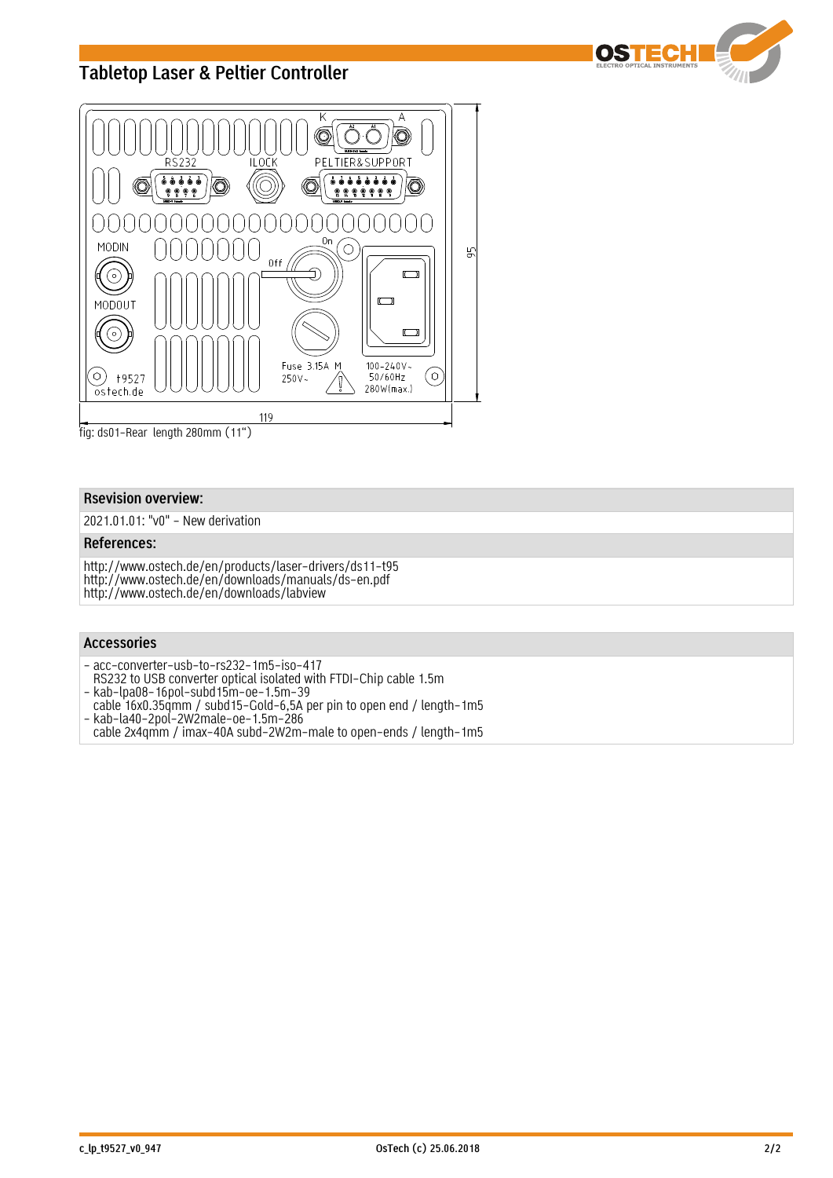## Tabletop Laser & Peltier Controller

K A

RS232 ILOCK PELTIER&SUPPORT

MODIN

On

Off

MODOUT

Fuse 3.15A M
250V~

100-240V~
50/60Hz
280W(max.)

t9527
ostech.de

95

119

fig: ds01-Rear length 280mm (11")

### Rsevision overview:

2021.01.01: "v0" - New derivation

### References:

http://www.ostech.de/en/products/laser-drivers/ds11-t95
http://www.ostech.de/en/downloads/manuals/ds-en.pdf
http://www.ostech.de/en/downloads/labview

### Accessories

- acc-converter-usb-to-rs232-1m5-iso-417
  RS232 to USB converter optical isolated with FTDI-Chip cable 1.5m
- kab-lpa08-16pol-subd15m-oe-1.5m-39
  cable 16x0.35qmm / subd15-Gold-6,5A per pin to open end / length-1m5
- kab-la40-2pol-2W2male-oe-1.5m-286
  cable 2x4qmm / imax-40A subd-2W2m-male to open-ends / length-1m5